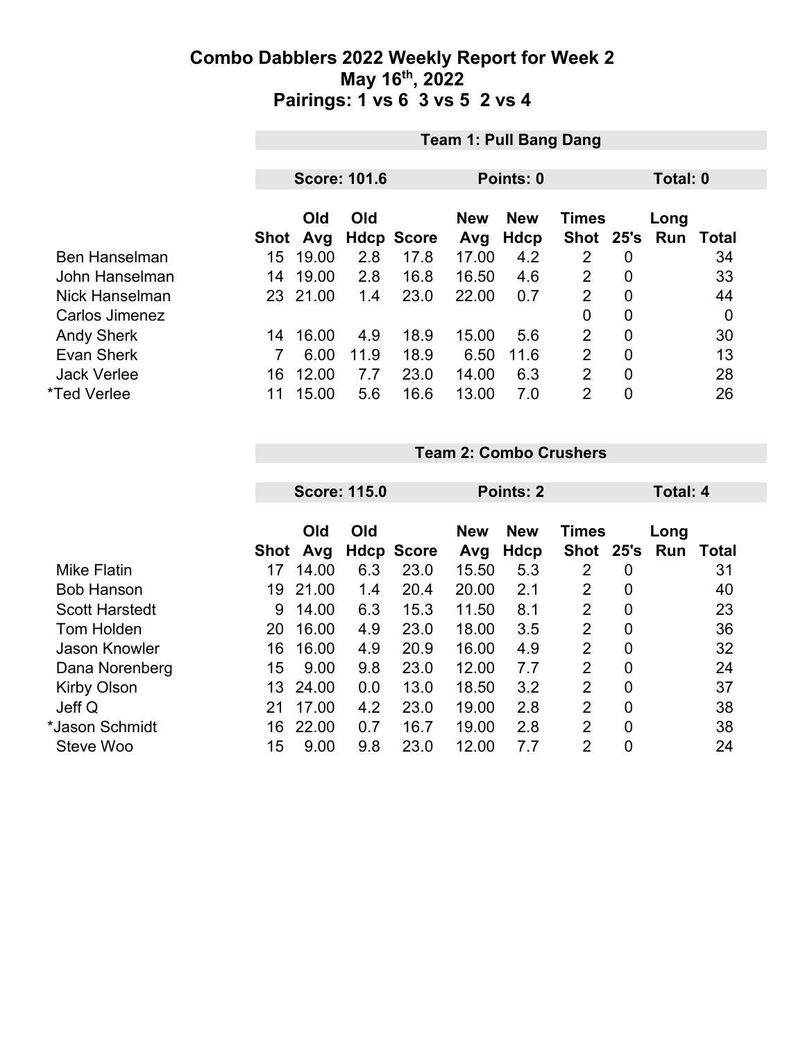# Combo Dabblers 2022 Weekly Report for Week 2

## May 16th, 2022

## Pairings: 1 vs 6 3 vs 5 2 vs 4

### Team 1: Pull Bang Dang

**Score: 101.6** | **Points: 0** | **Total: 0**

| | Shot | Old Avg | Old Hdcp | Score | New Avg | New Hdcp | Times Shot | 25's | Long Run | Total |
|---|---|---|---|---|---|---|---|---|---|---|
| Ben Hanselman | 15 | 19.00 | 2.8 | 17.8 | 17.00 | 4.2 | 2 | 0 | | 34 |
| John Hanselman | 14 | 19.00 | 2.8 | 16.8 | 16.50 | 4.6 | 2 | 0 | | 33 |
| Nick Hanselman | 23 | 21.00 | 1.4 | 23.0 | 22.00 | 0.7 | 2 | 0 | | 44 |
| Carlos Jimenez | | | | | | | 0 | 0 | | 0 |
| Andy Sherk | 14 | 16.00 | 4.9 | 18.9 | 15.00 | 5.6 | 2 | 0 | | 30 |
| Evan Sherk | 7 | 6.00 | 11.9 | 18.9 | 6.50 | 11.6 | 2 | 0 | | 13 |
| Jack Verlee | 16 | 12.00 | 7.7 | 23.0 | 14.00 | 6.3 | 2 | 0 | | 28 |
| *Ted Verlee | 11 | 15.00 | 5.6 | 16.6 | 13.00 | 7.0 | 2 | 0 | | 26 |

### Team 2: Combo Crushers

**Score: 115.0** | **Points: 2** | **Total: 4**

| | Shot | Old Avg | Old Hdcp | Score | New Avg | New Hdcp | Times Shot | 25's | Long Run | Total |
|---|---|---|---|---|---|---|---|---|---|---|
| Mike Flatin | 17 | 14.00 | 6.3 | 23.0 | 15.50 | 5.3 | 2 | 0 | | 31 |
| Bob Hanson | 19 | 21.00 | 1.4 | 20.4 | 20.00 | 2.1 | 2 | 0 | | 40 |
| Scott Harstedt | 9 | 14.00 | 6.3 | 15.3 | 11.50 | 8.1 | 2 | 0 | | 23 |
| Tom Holden | 20 | 16.00 | 4.9 | 23.0 | 18.00 | 3.5 | 2 | 0 | | 36 |
| Jason Knowler | 16 | 16.00 | 4.9 | 20.9 | 16.00 | 4.9 | 2 | 0 | | 32 |
| Dana Norenberg | 15 | 9.00 | 9.8 | 23.0 | 12.00 | 7.7 | 2 | 0 | | 24 |
| Kirby Olson | 13 | 24.00 | 0.0 | 13.0 | 18.50 | 3.2 | 2 | 0 | | 37 |
| Jeff Q | 21 | 17.00 | 4.2 | 23.0 | 19.00 | 2.8 | 2 | 0 | | 38 |
| *Jason Schmidt | 16 | 22.00 | 0.7 | 16.7 | 19.00 | 2.8 | 2 | 0 | | 38 |
| Steve Woo | 15 | 9.00 | 9.8 | 23.0 | 12.00 | 7.7 | 2 | 0 | | 24 |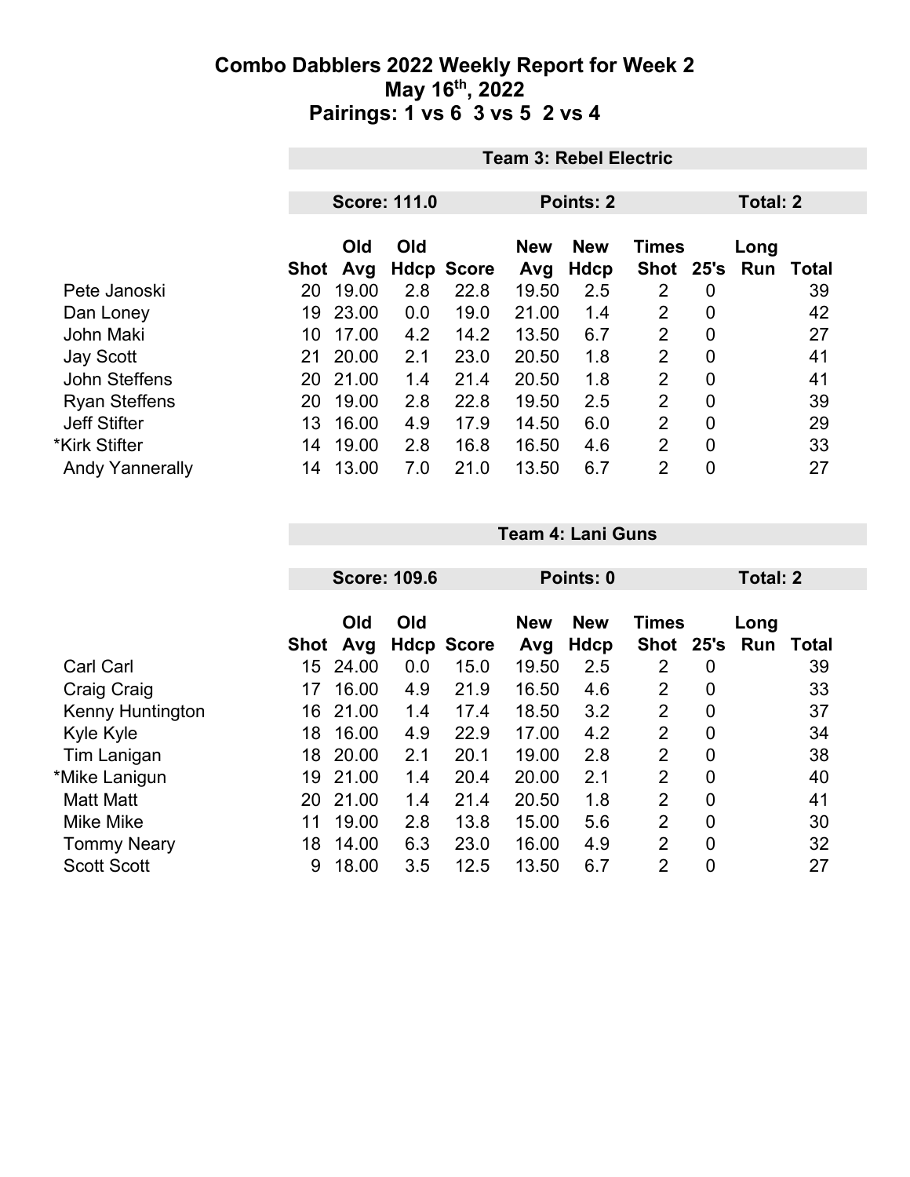# Combo Dabblers 2022 Weekly Report for Week 2

## May 16th, 2022

## Pairings: 1 vs 6 3 vs 5 2 vs 4

### Team 3: Rebel Electric

**Score: 111.0** | **Points: 2** | **Total: 2**

| | Shot | Old Avg | Old Hdcp | Score | New Avg | New Hdcp | Times Shot | 25's | Long Run | Total |
|---|---|---|---|---|---|---|---|---|---|---|
| Pete Janoski | 20 | 19.00 | 2.8 | 22.8 | 19.50 | 2.5 | 2 | 0 | | 39 |
| Dan Loney | 19 | 23.00 | 0.0 | 19.0 | 21.00 | 1.4 | 2 | 0 | | 42 |
| John Maki | 10 | 17.00 | 4.2 | 14.2 | 13.50 | 6.7 | 2 | 0 | | 27 |
| Jay Scott | 21 | 20.00 | 2.1 | 23.0 | 20.50 | 1.8 | 2 | 0 | | 41 |
| John Steffens | 20 | 21.00 | 1.4 | 21.4 | 20.50 | 1.8 | 2 | 0 | | 41 |
| Ryan Steffens | 20 | 19.00 | 2.8 | 22.8 | 19.50 | 2.5 | 2 | 0 | | 39 |
| Jeff Stifter | 13 | 16.00 | 4.9 | 17.9 | 14.50 | 6.0 | 2 | 0 | | 29 |
| *Kirk Stifter | 14 | 19.00 | 2.8 | 16.8 | 16.50 | 4.6 | 2 | 0 | | 33 |
| Andy Yannerally | 14 | 13.00 | 7.0 | 21.0 | 13.50 | 6.7 | 2 | 0 | | 27 |

### Team 4: Lani Guns

**Score: 109.6** | **Points: 0** | **Total: 2**

| | Shot | Old Avg | Old Hdcp | Score | New Avg | New Hdcp | Times Shot | 25's | Long Run | Total |
|---|---|---|---|---|---|---|---|---|---|---|
| Carl Carl | 15 | 24.00 | 0.0 | 15.0 | 19.50 | 2.5 | 2 | 0 | | 39 |
| Craig Craig | 17 | 16.00 | 4.9 | 21.9 | 16.50 | 4.6 | 2 | 0 | | 33 |
| Kenny Huntington | 16 | 21.00 | 1.4 | 17.4 | 18.50 | 3.2 | 2 | 0 | | 37 |
| Kyle Kyle | 18 | 16.00 | 4.9 | 22.9 | 17.00 | 4.2 | 2 | 0 | | 34 |
| Tim Lanigan | 18 | 20.00 | 2.1 | 20.1 | 19.00 | 2.8 | 2 | 0 | | 38 |
| *Mike Lanigun | 19 | 21.00 | 1.4 | 20.4 | 20.00 | 2.1 | 2 | 0 | | 40 |
| Matt Matt | 20 | 21.00 | 1.4 | 21.4 | 20.50 | 1.8 | 2 | 0 | | 41 |
| Mike Mike | 11 | 19.00 | 2.8 | 13.8 | 15.00 | 5.6 | 2 | 0 | | 30 |
| Tommy Neary | 18 | 14.00 | 6.3 | 23.0 | 16.00 | 4.9 | 2 | 0 | | 32 |
| Scott Scott | 9 | 18.00 | 3.5 | 12.5 | 13.50 | 6.7 | 2 | 0 | | 27 |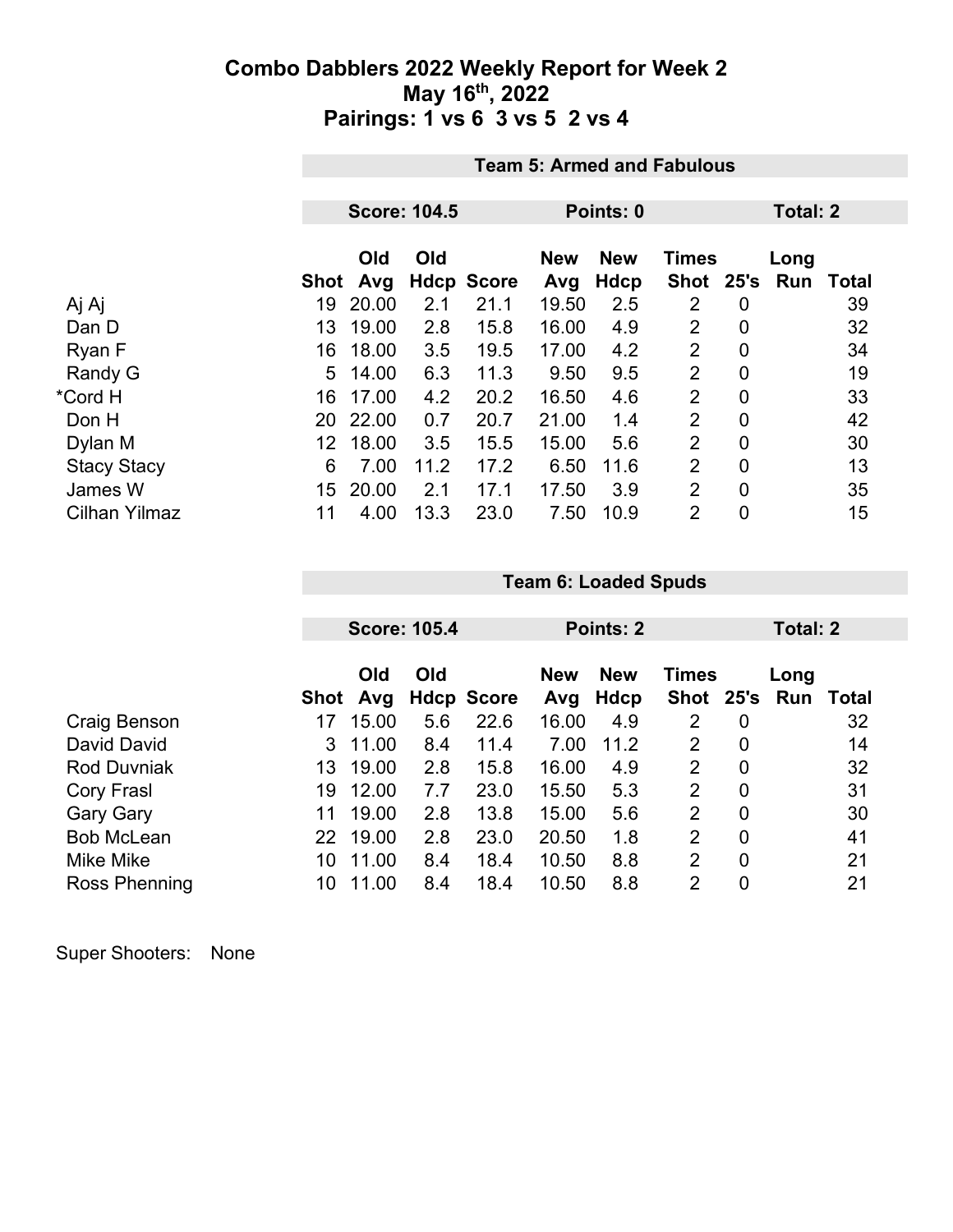# Combo Dabblers 2022 Weekly Report for Week 2
## May 16th, 2022
## Pairings: 1 vs 6  3 vs 5  2 vs 4

**Team 5: Armed and Fabulous**

**Score: 104.5** | **Points: 0** | **Total: 2**

| | Shot | Old Avg | Old Hdcp | Score | New Avg | New Hdcp | Times Shot | 25's | Long Run | Total |
|---|---|---|---|---|---|---|---|---|---|---|
| Aj Aj | 19 | 20.00 | 2.1 | 21.1 | 19.50 | 2.5 | 2 | 0 | | 39 |
| Dan D | 13 | 19.00 | 2.8 | 15.8 | 16.00 | 4.9 | 2 | 0 | | 32 |
| Ryan F | 16 | 18.00 | 3.5 | 19.5 | 17.00 | 4.2 | 2 | 0 | | 34 |
| Randy G | 5 | 14.00 | 6.3 | 11.3 | 9.50 | 9.5 | 2 | 0 | | 19 |
| *Cord H | 16 | 17.00 | 4.2 | 20.2 | 16.50 | 4.6 | 2 | 0 | | 33 |
| Don H | 20 | 22.00 | 0.7 | 20.7 | 21.00 | 1.4 | 2 | 0 | | 42 |
| Dylan M | 12 | 18.00 | 3.5 | 15.5 | 15.00 | 5.6 | 2 | 0 | | 30 |
| Stacy Stacy | 6 | 7.00 | 11.2 | 17.2 | 6.50 | 11.6 | 2 | 0 | | 13 |
| James W | 15 | 20.00 | 2.1 | 17.1 | 17.50 | 3.9 | 2 | 0 | | 35 |
| Cilhan Yilmaz | 11 | 4.00 | 13.3 | 23.0 | 7.50 | 10.9 | 2 | 0 | | 15 |

**Team 6: Loaded Spuds**

**Score: 105.4** | **Points: 2** | **Total: 2**

| | Shot | Old Avg | Old Hdcp | Score | New Avg | New Hdcp | Times Shot | 25's | Long Run | Total |
|---|---|---|---|---|---|---|---|---|---|---|
| Craig Benson | 17 | 15.00 | 5.6 | 22.6 | 16.00 | 4.9 | 2 | 0 | | 32 |
| David David | 3 | 11.00 | 8.4 | 11.4 | 7.00 | 11.2 | 2 | 0 | | 14 |
| Rod Duvniak | 13 | 19.00 | 2.8 | 15.8 | 16.00 | 4.9 | 2 | 0 | | 32 |
| Cory Frasl | 19 | 12.00 | 7.7 | 23.0 | 15.50 | 5.3 | 2 | 0 | | 31 |
| Gary Gary | 11 | 19.00 | 2.8 | 13.8 | 15.00 | 5.6 | 2 | 0 | | 30 |
| Bob McLean | 22 | 19.00 | 2.8 | 23.0 | 20.50 | 1.8 | 2 | 0 | | 41 |
| Mike Mike | 10 | 11.00 | 8.4 | 18.4 | 10.50 | 8.8 | 2 | 0 | | 21 |
| Ross Phenning | 10 | 11.00 | 8.4 | 18.4 | 10.50 | 8.8 | 2 | 0 | | 21 |

Super Shooters: None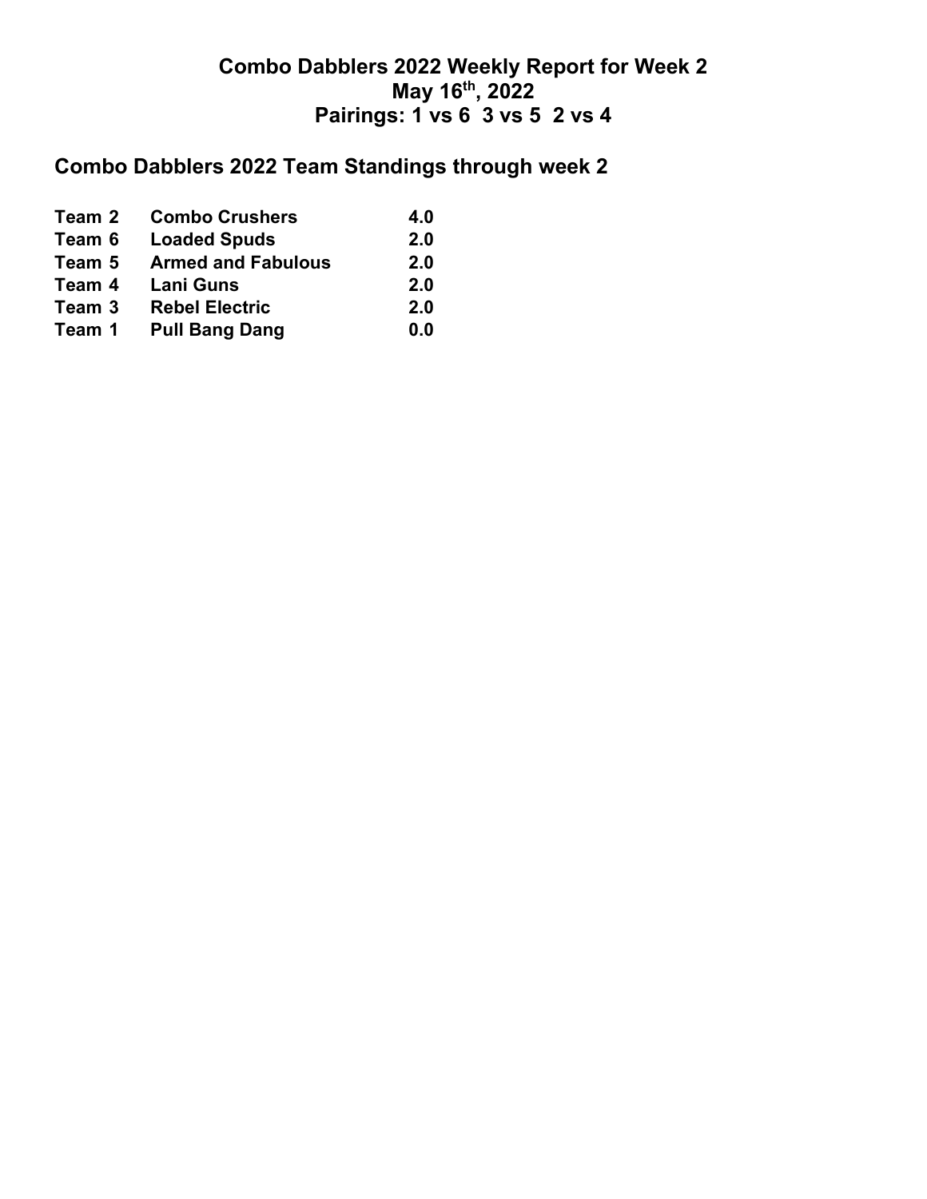# Combo Dabblers 2022 Weekly Report for Week 2

## May 16th, 2022

## Pairings: 1 vs 6  3 vs 5  2 vs 4

## Combo Dabblers 2022 Team Standings through week 2

| | | |
|---|---|---|
| **Team 2** | **Combo Crushers** | **4.0** |
| **Team 6** | **Loaded Spuds** | **2.0** |
| **Team 5** | **Armed and Fabulous** | **2.0** |
| **Team 4** | **Lani Guns** | **2.0** |
| **Team 3** | **Rebel Electric** | **2.0** |
| **Team 1** | **Pull Bang Dang** | **0.0** |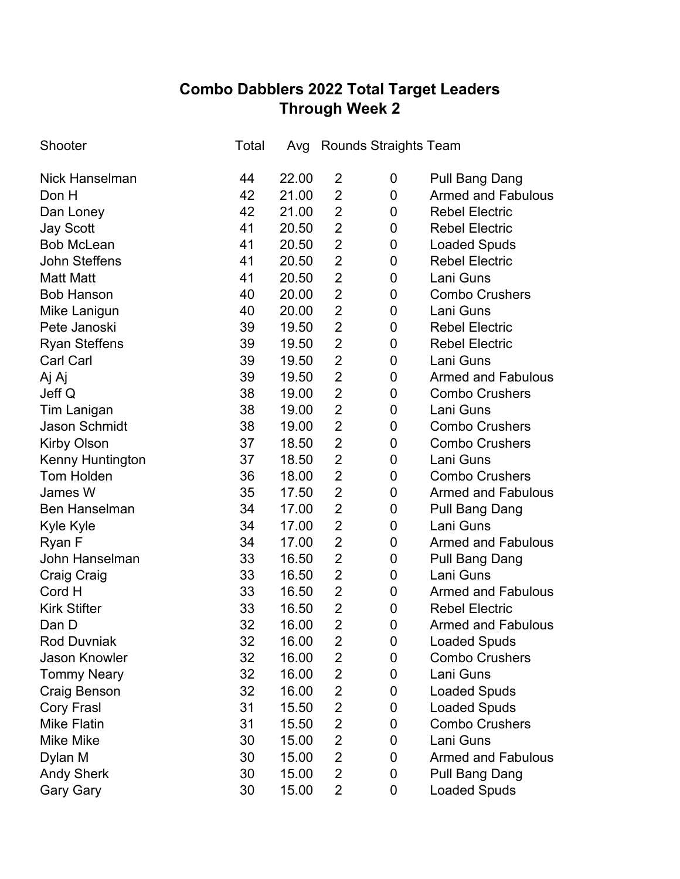# Combo Dabblers 2022 Total Target Leaders
## Through Week 2

| Shooter | Total | Avg | Rounds | Straights | Team |
|---|---|---|---|---|---|
| Nick Hanselman | 44 | 22.00 | 2 | 0 | Pull Bang Dang |
| Don H | 42 | 21.00 | 2 | 0 | Armed and Fabulous |
| Dan Loney | 42 | 21.00 | 2 | 0 | Rebel Electric |
| Jay Scott | 41 | 20.50 | 2 | 0 | Rebel Electric |
| Bob McLean | 41 | 20.50 | 2 | 0 | Loaded Spuds |
| John Steffens | 41 | 20.50 | 2 | 0 | Rebel Electric |
| Matt Matt | 41 | 20.50 | 2 | 0 | Lani Guns |
| Bob Hanson | 40 | 20.00 | 2 | 0 | Combo Crushers |
| Mike Lanigun | 40 | 20.00 | 2 | 0 | Lani Guns |
| Pete Janoski | 39 | 19.50 | 2 | 0 | Rebel Electric |
| Ryan Steffens | 39 | 19.50 | 2 | 0 | Rebel Electric |
| Carl Carl | 39 | 19.50 | 2 | 0 | Lani Guns |
| Aj Aj | 39 | 19.50 | 2 | 0 | Armed and Fabulous |
| Jeff Q | 38 | 19.00 | 2 | 0 | Combo Crushers |
| Tim Lanigan | 38 | 19.00 | 2 | 0 | Lani Guns |
| Jason Schmidt | 38 | 19.00 | 2 | 0 | Combo Crushers |
| Kirby Olson | 37 | 18.50 | 2 | 0 | Combo Crushers |
| Kenny Huntington | 37 | 18.50 | 2 | 0 | Lani Guns |
| Tom Holden | 36 | 18.00 | 2 | 0 | Combo Crushers |
| James W | 35 | 17.50 | 2 | 0 | Armed and Fabulous |
| Ben Hanselman | 34 | 17.00 | 2 | 0 | Pull Bang Dang |
| Kyle Kyle | 34 | 17.00 | 2 | 0 | Lani Guns |
| Ryan F | 34 | 17.00 | 2 | 0 | Armed and Fabulous |
| John Hanselman | 33 | 16.50 | 2 | 0 | Pull Bang Dang |
| Craig Craig | 33 | 16.50 | 2 | 0 | Lani Guns |
| Cord H | 33 | 16.50 | 2 | 0 | Armed and Fabulous |
| Kirk Stifter | 33 | 16.50 | 2 | 0 | Rebel Electric |
| Dan D | 32 | 16.00 | 2 | 0 | Armed and Fabulous |
| Rod Duvniak | 32 | 16.00 | 2 | 0 | Loaded Spuds |
| Jason Knowler | 32 | 16.00 | 2 | 0 | Combo Crushers |
| Tommy Neary | 32 | 16.00 | 2 | 0 | Lani Guns |
| Craig Benson | 32 | 16.00 | 2 | 0 | Loaded Spuds |
| Cory Frasl | 31 | 15.50 | 2 | 0 | Loaded Spuds |
| Mike Flatin | 31 | 15.50 | 2 | 0 | Combo Crushers |
| Mike Mike | 30 | 15.00 | 2 | 0 | Lani Guns |
| Dylan M | 30 | 15.00 | 2 | 0 | Armed and Fabulous |
| Andy Sherk | 30 | 15.00 | 2 | 0 | Pull Bang Dang |
| Gary Gary | 30 | 15.00 | 2 | 0 | Loaded Spuds |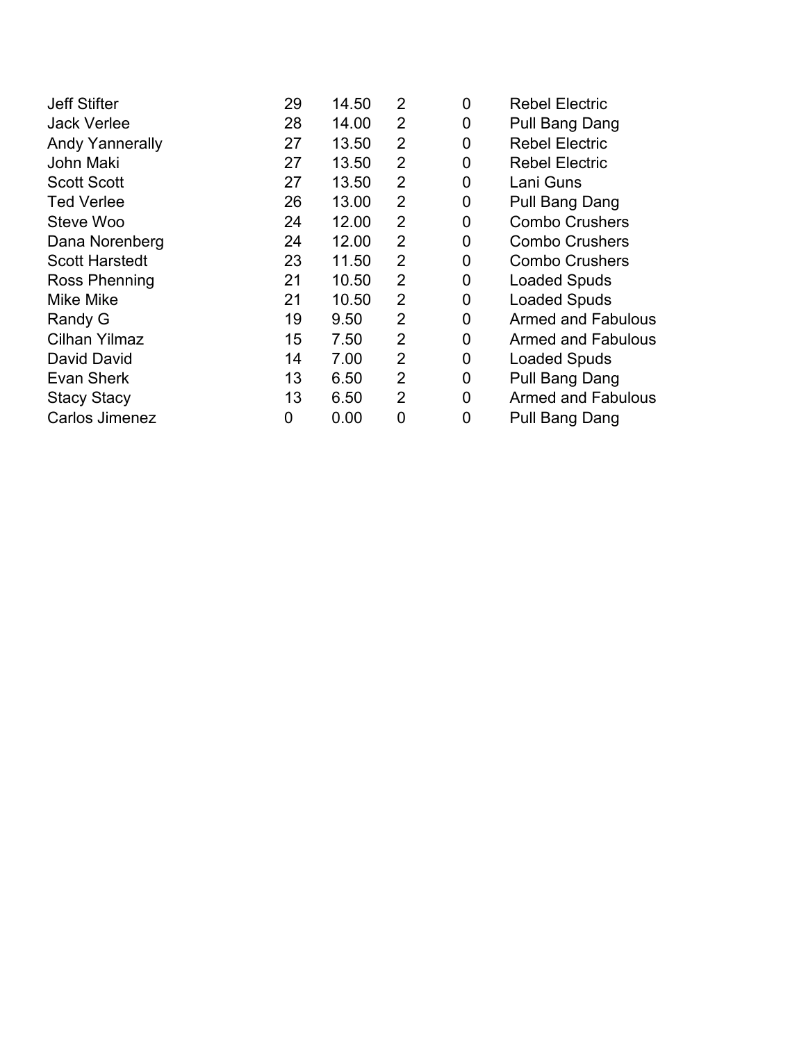| | | | | | |
|---|---|---|---|---|---|
| Jeff Stifter | 29 | 14.50 | 2 | 0 | Rebel Electric |
| Jack Verlee | 28 | 14.00 | 2 | 0 | Pull Bang Dang |
| Andy Yannerally | 27 | 13.50 | 2 | 0 | Rebel Electric |
| John Maki | 27 | 13.50 | 2 | 0 | Rebel Electric |
| Scott Scott | 27 | 13.50 | 2 | 0 | Lani Guns |
| Ted Verlee | 26 | 13.00 | 2 | 0 | Pull Bang Dang |
| Steve Woo | 24 | 12.00 | 2 | 0 | Combo Crushers |
| Dana Norenberg | 24 | 12.00 | 2 | 0 | Combo Crushers |
| Scott Harstedt | 23 | 11.50 | 2 | 0 | Combo Crushers |
| Ross Phenning | 21 | 10.50 | 2 | 0 | Loaded Spuds |
| Mike Mike | 21 | 10.50 | 2 | 0 | Loaded Spuds |
| Randy G | 19 | 9.50 | 2 | 0 | Armed and Fabulous |
| Cilhan Yilmaz | 15 | 7.50 | 2 | 0 | Armed and Fabulous |
| David David | 14 | 7.00 | 2 | 0 | Loaded Spuds |
| Evan Sherk | 13 | 6.50 | 2 | 0 | Pull Bang Dang |
| Stacy Stacy | 13 | 6.50 | 2 | 0 | Armed and Fabulous |
| Carlos Jimenez | 0 | 0.00 | 0 | 0 | Pull Bang Dang |